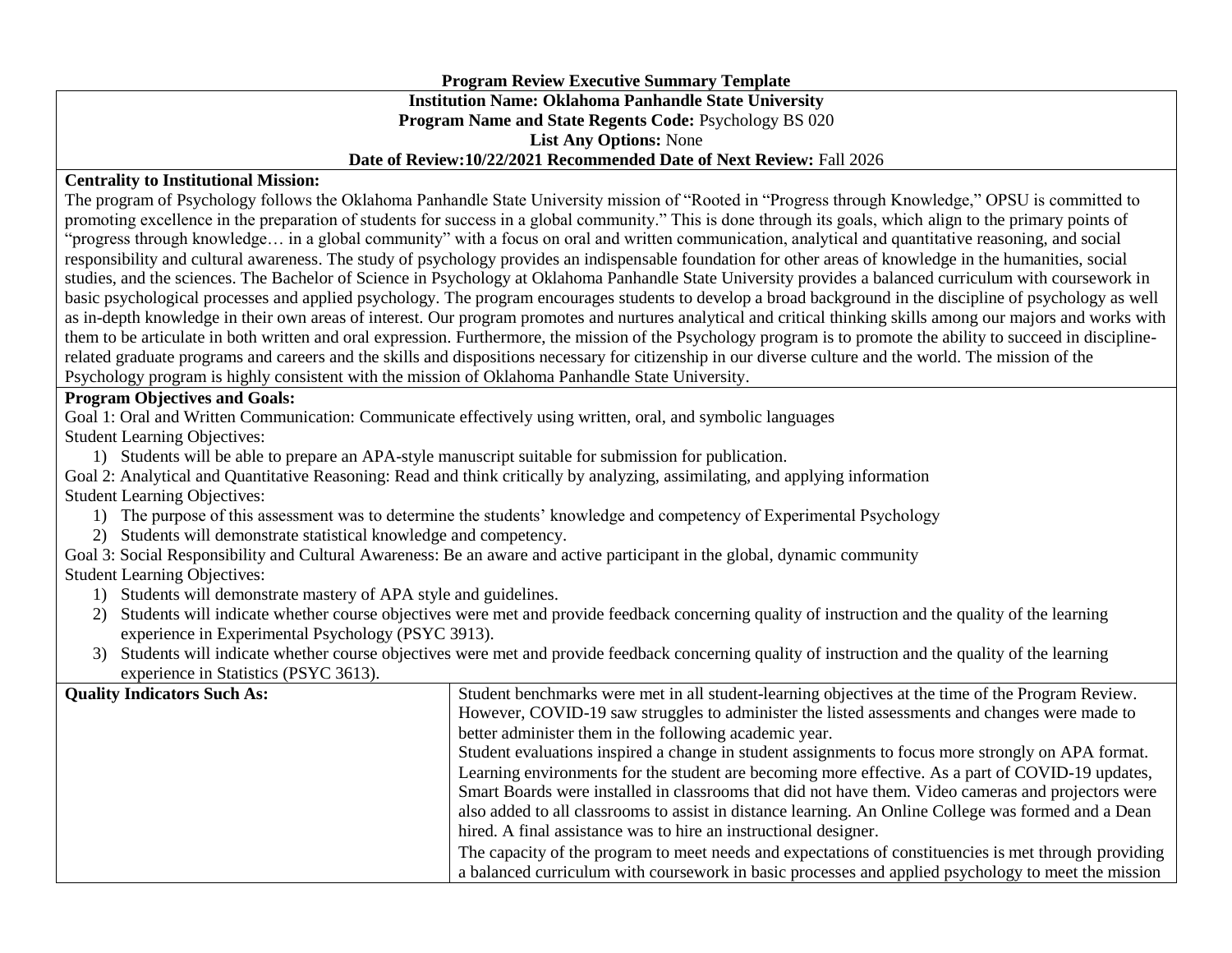# Program Review Executive Summary Template

**Institution Name: Oklahoma Panhandle State University**

**Program Name and State Regents Code:** Psychology BS 020

**List Any Options:** None

**Date of Review:10/22/2021 Recommended Date of Next Review:** Fall 2026

**Centrality to Institutional Mission:**

The program of Psychology follows the Oklahoma Panhandle State University mission of "Rooted in "Progress through Knowledge," OPSU is committed to promoting excellence in the preparation of students for success in a global community." This is done through its goals, which align to the primary points of "progress through knowledge… in a global community" with a focus on oral and written communication, analytical and quantitative reasoning, and social responsibility and cultural awareness. The study of psychology provides an indispensable foundation for other areas of knowledge in the humanities, social studies, and the sciences. The Bachelor of Science in Psychology at Oklahoma Panhandle State University provides a balanced curriculum with coursework in basic psychological processes and applied psychology. The program encourages students to develop a broad background in the discipline of psychology as well as in-depth knowledge in their own areas of interest. Our program promotes and nurtures analytical and critical thinking skills among our majors and works with them to be articulate in both written and oral expression. Furthermore, the mission of the Psychology program is to promote the ability to succeed in discipline-related graduate programs and careers and the skills and dispositions necessary for citizenship in our diverse culture and the world. The mission of the Psychology program is highly consistent with the mission of Oklahoma Panhandle State University.

**Program Objectives and Goals:**

Goal 1: Oral and Written Communication: Communicate effectively using written, oral, and symbolic languages

Student Learning Objectives:

1) Students will be able to prepare an APA-style manuscript suitable for submission for publication.

Goal 2: Analytical and Quantitative Reasoning: Read and think critically by analyzing, assimilating, and applying information

Student Learning Objectives:

1) The purpose of this assessment was to determine the students' knowledge and competency of Experimental Psychology
2) Students will demonstrate statistical knowledge and competency.

Goal 3: Social Responsibility and Cultural Awareness: Be an aware and active participant in the global, dynamic community

Student Learning Objectives:

1) Students will demonstrate mastery of APA style and guidelines.
2) Students will indicate whether course objectives were met and provide feedback concerning quality of instruction and the quality of the learning experience in Experimental Psychology (PSYC 3913).
3) Students will indicate whether course objectives were met and provide feedback concerning quality of instruction and the quality of the learning experience in Statistics (PSYC 3613).

| **Quality Indicators Such As:** | Student benchmarks were met in all student-learning objectives at the time of the Program Review. However, COVID-19 saw struggles to administer the listed assessments and changes were made to better administer them in the following academic year.<br>Student evaluations inspired a change in student assignments to focus more strongly on APA format. Learning environments for the student are becoming more effective. As a part of COVID-19 updates, Smart Boards were installed in classrooms that did not have them. Video cameras and projectors were also added to all classrooms to assist in distance learning. An Online College was formed and a Dean hired. A final assistance was to hire an instructional designer.<br>The capacity of the program to meet needs and expectations of constituencies is met through providing a balanced curriculum with coursework in basic processes and applied psychology to meet the mission |
|---|---|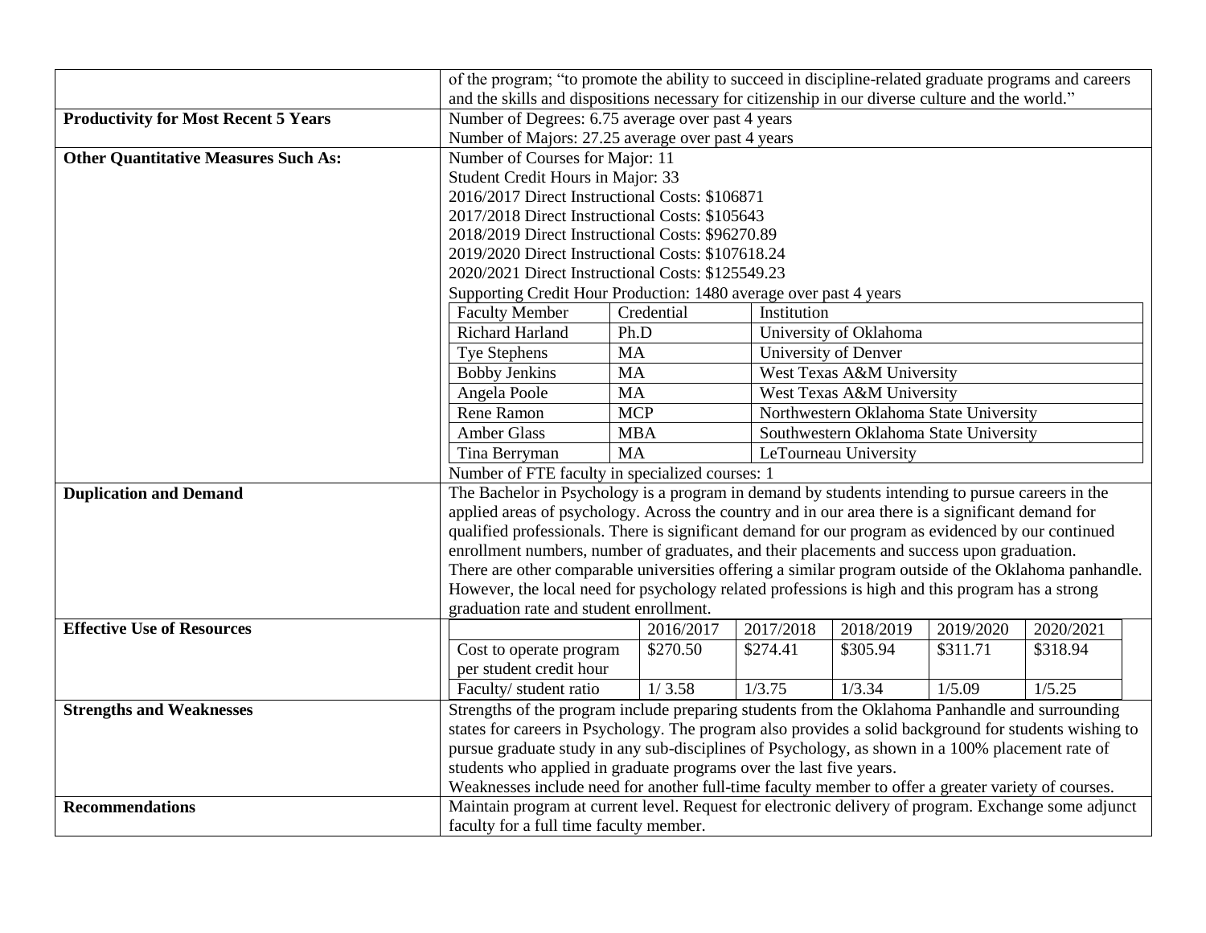| | |
|---|---|
| | of the program; "to promote the ability to succeed in discipline-related graduate programs and careers and the skills and dispositions necessary for citizenship in our diverse culture and the world." |
| **Productivity for Most Recent 5 Years** | Number of Degrees: 6.75 average over past 4 years<br>Number of Majors: 27.25 average over past 4 years |
| **Other Quantitative Measures Such As:** | Number of Courses for Major: 11<br>Student Credit Hours in Major: 33<br>2016/2017 Direct Instructional Costs: $106871<br>2017/2018 Direct Instructional Costs: $105643<br>2018/2019 Direct Instructional Costs: $96270.89<br>2019/2020 Direct Instructional Costs: $107618.24<br>2020/2021 Direct Instructional Costs: $125549.23<br>Supporting Credit Hour Production: 1480 average over past 4 years |
| **Duplication and Demand** | The Bachelor in Psychology is a program in demand by students intending to pursue careers in the applied areas of psychology. Across the country and in our area there is a significant demand for qualified professionals. There is significant demand for our program as evidenced by our continued enrollment numbers, number of graduates, and their placements and success upon graduation.<br>There are other comparable universities offering a similar program outside of the Oklahoma panhandle. However, the local need for psychology related professions is high and this program has a strong graduation rate and student enrollment. |

| Faculty Member | Credential | Institution |
|---|---|---|
| Richard Harland | Ph.D | University of Oklahoma |
| Tye Stephens | MA | University of Denver |
| Bobby Jenkins | MA | West Texas A&M University |
| Angela Poole | MA | West Texas A&M University |
| Rene Ramon | MCP | Northwestern Oklahoma State University |
| Amber Glass | MBA | Southwestern Oklahoma State University |
| Tina Berryman | MA | LeTourneau University |

Number of FTE faculty in specialized courses: 1

**Effective Use of Resources**

| | 2016/2017 | 2017/2018 | 2018/2019 | 2019/2020 | 2020/2021 |
|---|---|---|---|---|---|
| Cost to operate program per student credit hour | $270.50 | $274.41 | $305.94 | $311.71 | $318.94 |
| Faculty/ student ratio | 1/ 3.58 | 1/3.75 | 1/3.34 | 1/5.09 | 1/5.25 |

| | |
|---|---|
| **Strengths and Weaknesses** | Strengths of the program include preparing students from the Oklahoma Panhandle and surrounding states for careers in Psychology. The program also provides a solid background for students wishing to pursue graduate study in any sub-disciplines of Psychology, as shown in a 100% placement rate of students who applied in graduate programs over the last five years.<br>Weaknesses include need for another full-time faculty member to offer a greater variety of courses. |
| **Recommendations** | Maintain program at current level. Request for electronic delivery of program. Exchange some adjunct faculty for a full time faculty member. |